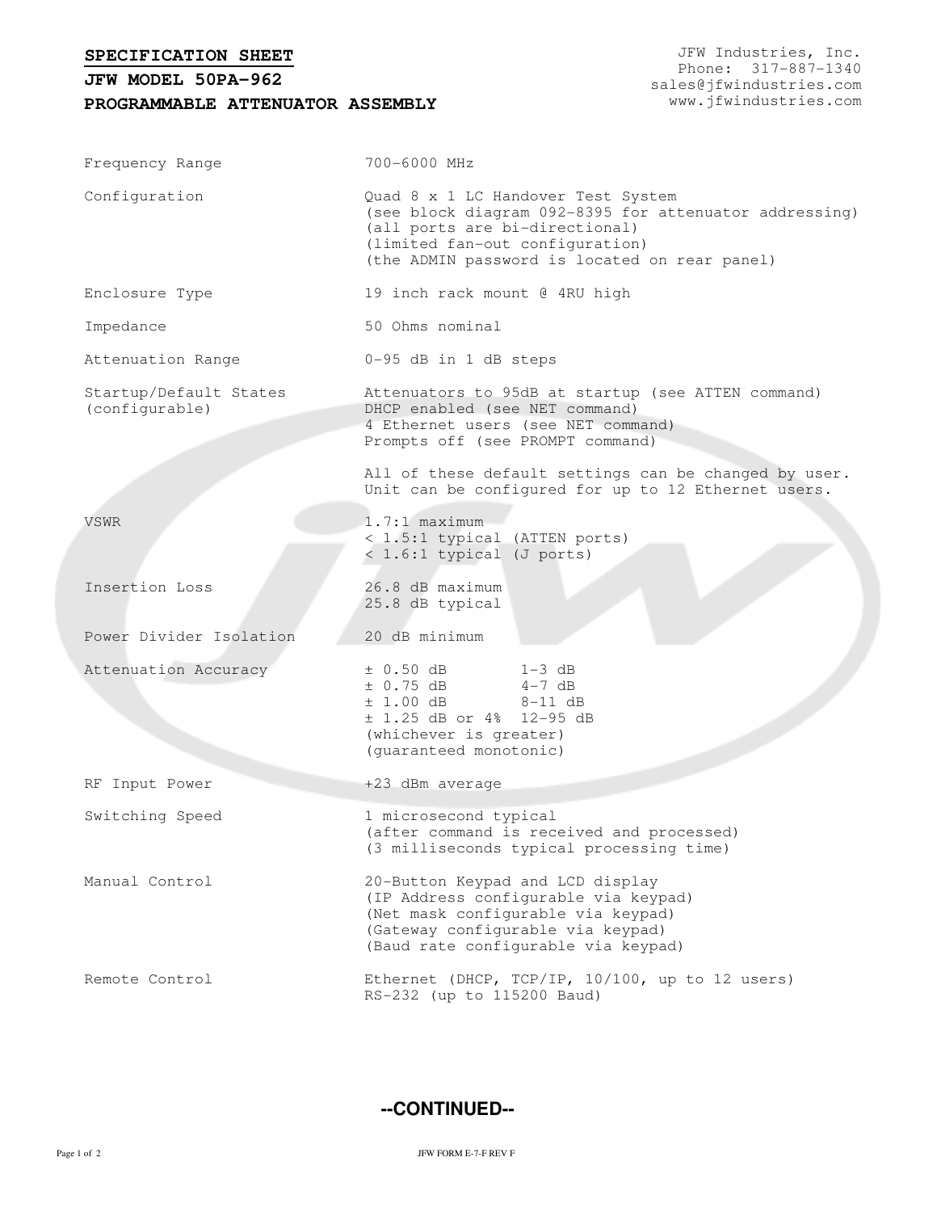## SPECIFICATION SHEET

**JFW MODEL 50PA-962**

**PROGRAMMABLE ATTENUATOR ASSEMBLY**

JFW Industries, Inc.
Phone: 317-887-1340
sales@jfwindustries.com
www.jfwindustries.com

| | |
|---|---|
| Frequency Range | 700-6000 MHz |
| Configuration | Quad 8 x 1 LC Handover Test System<br>(see block diagram 092-8395 for attenuator addressing)<br>(all ports are bi-directional)<br>(limited fan-out configuration)<br>(the ADMIN password is located on rear panel) |
| Enclosure Type | 19 inch rack mount @ 4RU high |
| Impedance | 50 Ohms nominal |
| Attenuation Range | 0-95 dB in 1 dB steps |
| Startup/Default States (configurable) | Attenuators to 95dB at startup (see ATTEN command)<br>DHCP enabled (see NET command)<br>4 Ethernet users (see NET command)<br>Prompts off (see PROMPT command)<br><br>All of these default settings can be changed by user.<br>Unit can be configured for up to 12 Ethernet users. |
| VSWR | 1.7:1 maximum<br>< 1.5:1 typical (ATTEN ports)<br>< 1.6:1 typical (J ports) |
| Insertion Loss | 26.8 dB maximum<br>25.8 dB typical |
| Power Divider Isolation | 20 dB minimum |
| Attenuation Accuracy | ± 0.50 dB 1-3 dB<br>± 0.75 dB 4-7 dB<br>± 1.00 dB 8-11 dB<br>± 1.25 dB or 4% 12-95 dB<br>(whichever is greater)<br>(guaranteed monotonic) |
| RF Input Power | +23 dBm average |
| Switching Speed | 1 microsecond typical<br>(after command is received and processed)<br>(3 milliseconds typical processing time) |
| Manual Control | 20-Button Keypad and LCD display<br>(IP Address configurable via keypad)<br>(Net mask configurable via keypad)<br>(Gateway configurable via keypad)<br>(Baud rate configurable via keypad) |
| Remote Control | Ethernet (DHCP, TCP/IP, 10/100, up to 12 users)<br>RS-232 (up to 115200 Baud) |

**--CONTINUED--**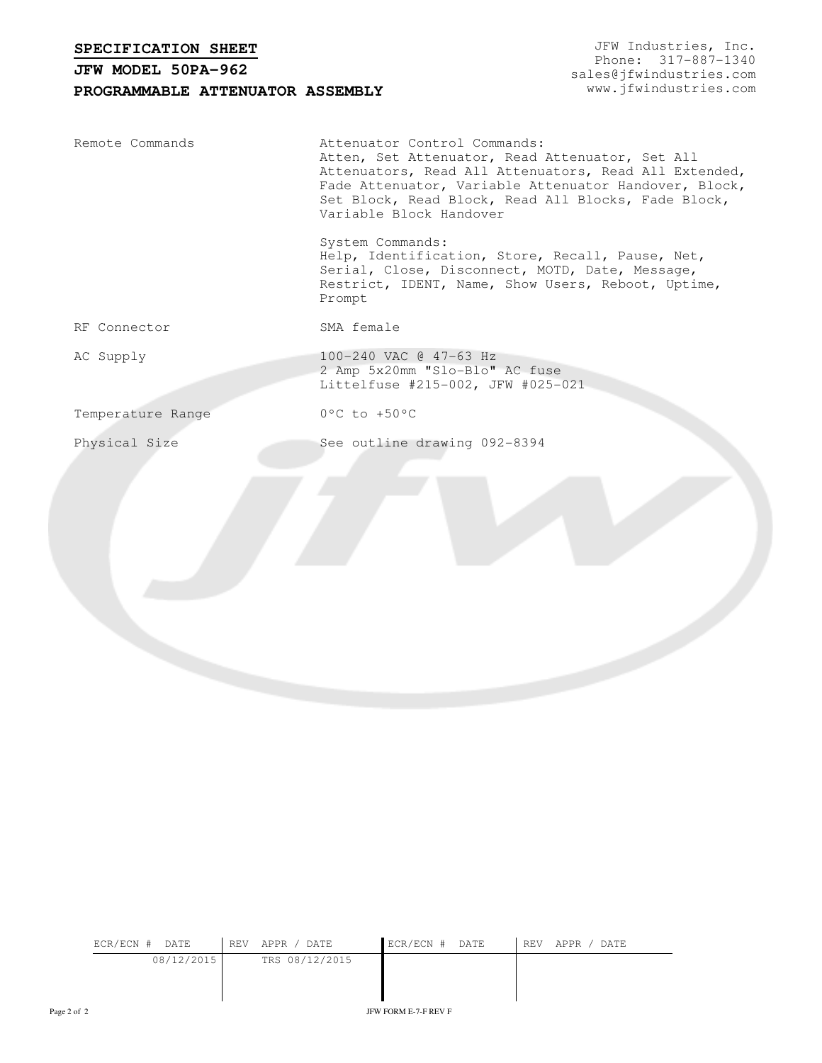**SPECIFICATION SHEET**

**JFW MODEL 50PA-962**

**PROGRAMMABLE ATTENUATOR ASSEMBLY**

JFW Industries, Inc.
Phone: 317-887-1340
sales@jfwindustries.com
www.jfwindustries.com

| | |
|---|---|
| Remote Commands | Attenuator Control Commands: Atten, Set Attenuator, Read Attenuator, Set All Attenuators, Read All Attenuators, Read All Extended, Fade Attenuator, Variable Attenuator Handover, Block, Set Block, Read Block, Read All Blocks, Fade Block, Variable Block Handover<br><br>System Commands: Help, Identification, Store, Recall, Pause, Net, Serial, Close, Disconnect, MOTD, Date, Message, Restrict, IDENT, Name, Show Users, Reboot, Uptime, Prompt |
| RF Connector | SMA female |
| AC Supply | 100-240 VAC @ 47-63 Hz<br>2 Amp 5x20mm "Slo-Blo" AC fuse<br>Littelfuse #215-002, JFW #025-021 |
| Temperature Range | 0°C to +50°C |
| Physical Size | See outline drawing 092-8394 |

| ECR/ECN # DATE | REV APPR / DATE | ECR/ECN # DATE | REV APPR / DATE |
|---|---|---|---|
| 08/12/2015 | TRS 08/12/2015 | | |

JFW FORM E-7-F REV F